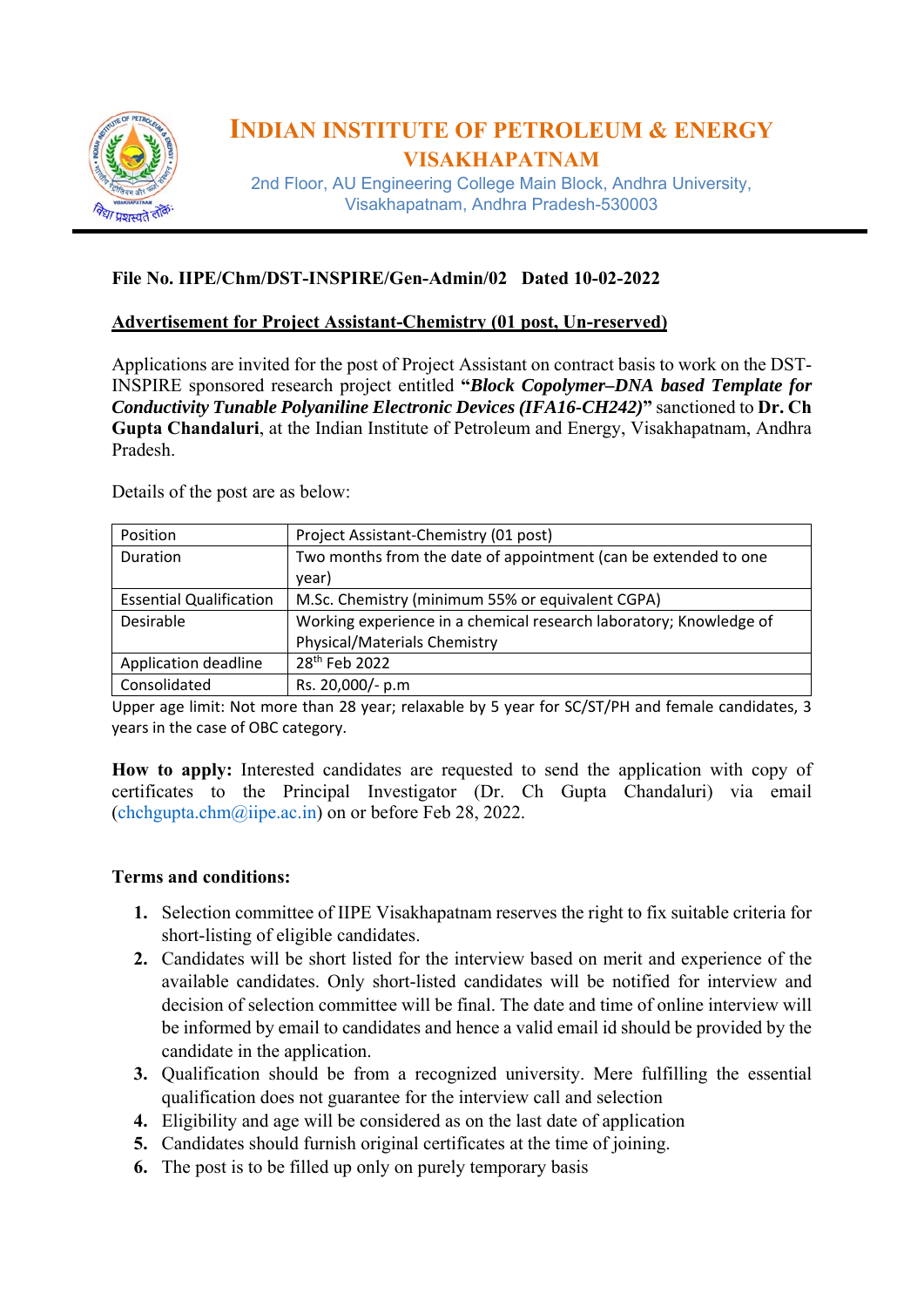# INDIAN INSTITUTE OF PETROLEUM & ENERGY
## VISAKHAPATNAM

2nd Floor, AU Engineering College Main Block, Andhra University, Visakhapatnam, Andhra Pradesh-530003

**File No. IIPE/Chm/DST-INSPIRE/Gen-Admin/02 Dated 10-02-2022**

**Advertisement for Project Assistant-Chemistry (01 post, Un-reserved)**

Applications are invited for the post of Project Assistant on contract basis to work on the DST-INSPIRE sponsored research project entitled **"*Block Copolymer–DNA based Template for Conductivity Tunable Polyaniline Electronic Devices (IFA16-CH242)*"** sanctioned to **Dr. Ch Gupta Chandaluri**, at the Indian Institute of Petroleum and Energy, Visakhapatnam, Andhra Pradesh.

Details of the post are as below:

| Position | Project Assistant-Chemistry (01 post) |
|---|---|
| Duration | Two months from the date of appointment (can be extended to one year) |
| Essential Qualification | M.Sc. Chemistry (minimum 55% or equivalent CGPA) |
| Desirable | Working experience in a chemical research laboratory; Knowledge of Physical/Materials Chemistry |
| Application deadline | 28th Feb 2022 |
| Consolidated | Rs. 20,000/- p.m |

Upper age limit: Not more than 28 year; relaxable by 5 year for SC/ST/PH and female candidates, 3 years in the case of OBC category.

**How to apply:** Interested candidates are requested to send the application with copy of certificates to the Principal Investigator (Dr. Ch Gupta Chandaluri) via email (chchgupta.chm@iipe.ac.in) on or before Feb 28, 2022.

**Terms and conditions:**

1. Selection committee of IIPE Visakhapatnam reserves the right to fix suitable criteria for short-listing of eligible candidates.
2. Candidates will be short listed for the interview based on merit and experience of the available candidates. Only short-listed candidates will be notified for interview and decision of selection committee will be final. The date and time of online interview will be informed by email to candidates and hence a valid email id should be provided by the candidate in the application.
3. Qualification should be from a recognized university. Mere fulfilling the essential qualification does not guarantee for the interview call and selection
4. Eligibility and age will be considered as on the last date of application
5. Candidates should furnish original certificates at the time of joining.
6. The post is to be filled up only on purely temporary basis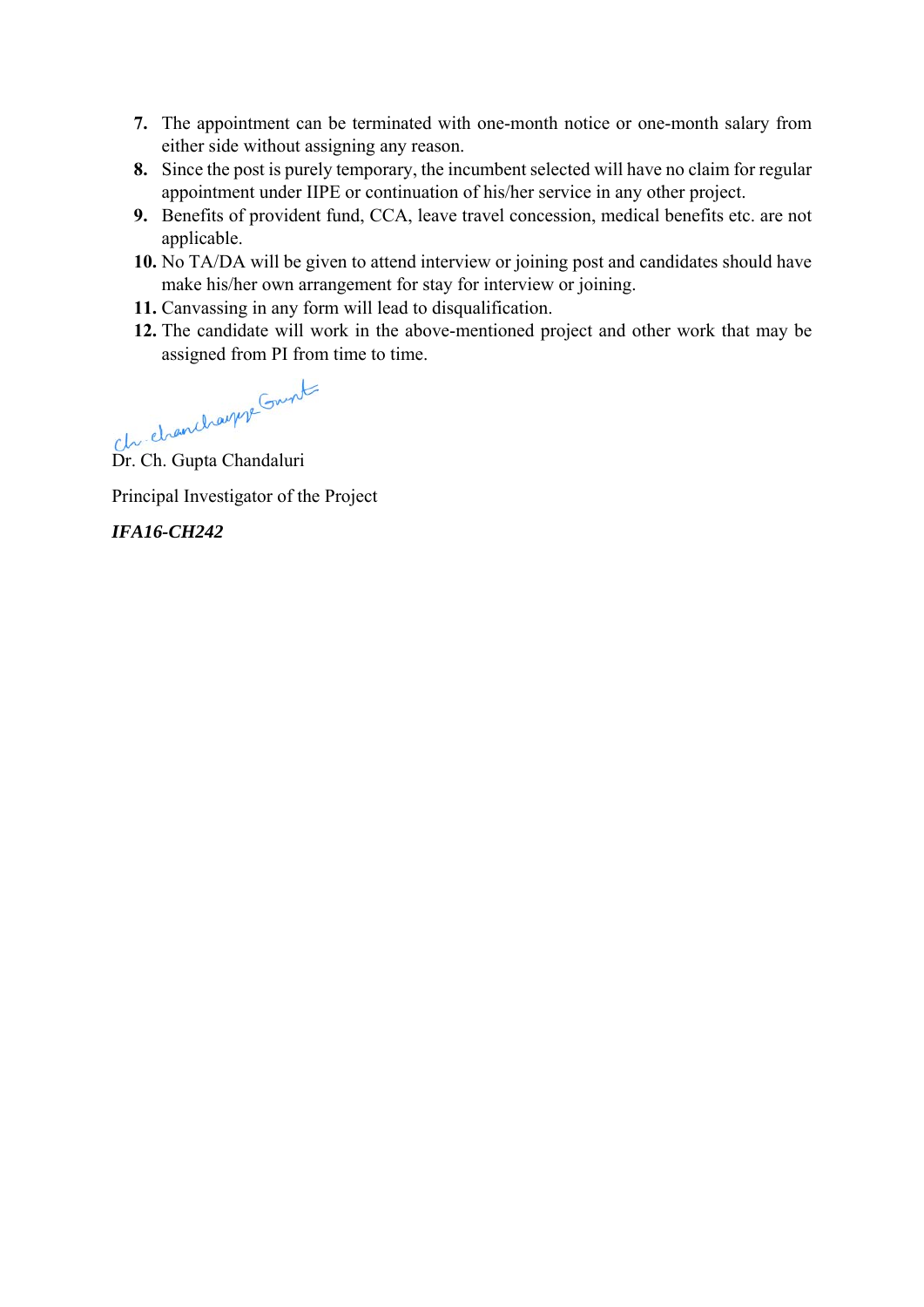7. The appointment can be terminated with one-month notice or one-month salary from either side without assigning any reason.
8. Since the post is purely temporary, the incumbent selected will have no claim for regular appointment under IIPE or continuation of his/her service in any other project.
9. Benefits of provident fund, CCA, leave travel concession, medical benefits etc. are not applicable.
10. No TA/DA will be given to attend interview or joining post and candidates should have make his/her own arrangement for stay for interview or joining.
11. Canvassing in any form will lead to disqualification.
12. The candidate will work in the above-mentioned project and other work that may be assigned from PI from time to time.

Dr. Ch. Gupta Chandaluri

Principal Investigator of the Project

***IFA16-CH242***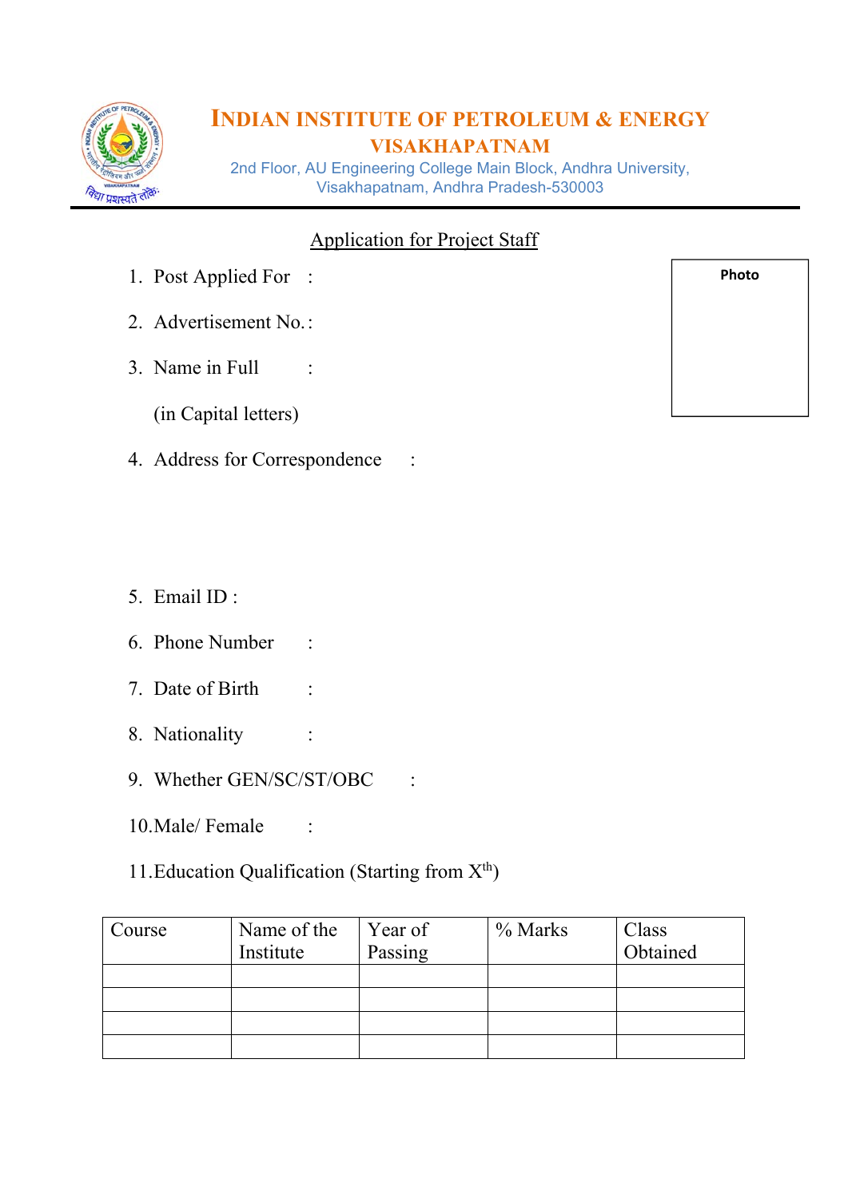# INDIAN INSTITUTE OF PETROLEUM & ENERGY
## VISAKHAPATNAM

2nd Floor, AU Engineering College Main Block, Andhra University, Visakhapatnam, Andhra Pradesh-530003

Photo

<u>Application for Project Staff</u>

1. Post Applied For :
2. Advertisement No. :
3. Name in Full :

   (in Capital letters)

4. Address for Correspondence :

5. Email ID :
6. Phone Number :
7. Date of Birth :
8. Nationality :
9. Whether GEN/SC/ST/OBC :
10. Male/ Female :
11. Education Qualification (Starting from X$^{th}$)

| Course | Name of the Institute | Year of Passing | % Marks | Class Obtained |
|---|---|---|---|---|
| | | | | |
| | | | | |
| | | | | |
| | | | | |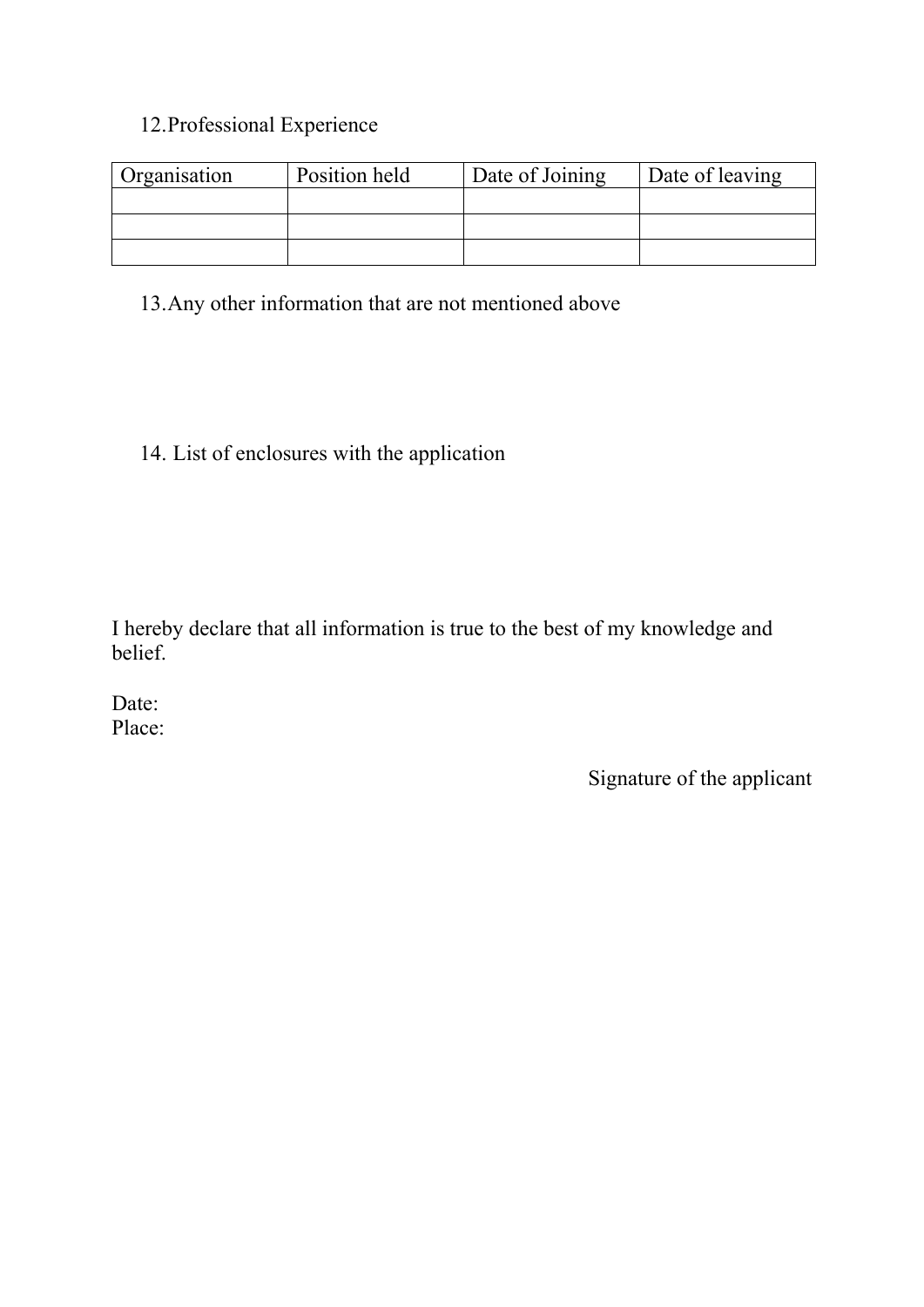12.Professional Experience

| Organisation | Position held | Date of Joining | Date of leaving |
|---|---|---|---|
| | | | |
| | | | |
| | | | |

13.Any other information that are not mentioned above

14. List of enclosures with the application

I hereby declare that all information is true to the best of my knowledge and belief.

Date:
Place:

Signature of the applicant